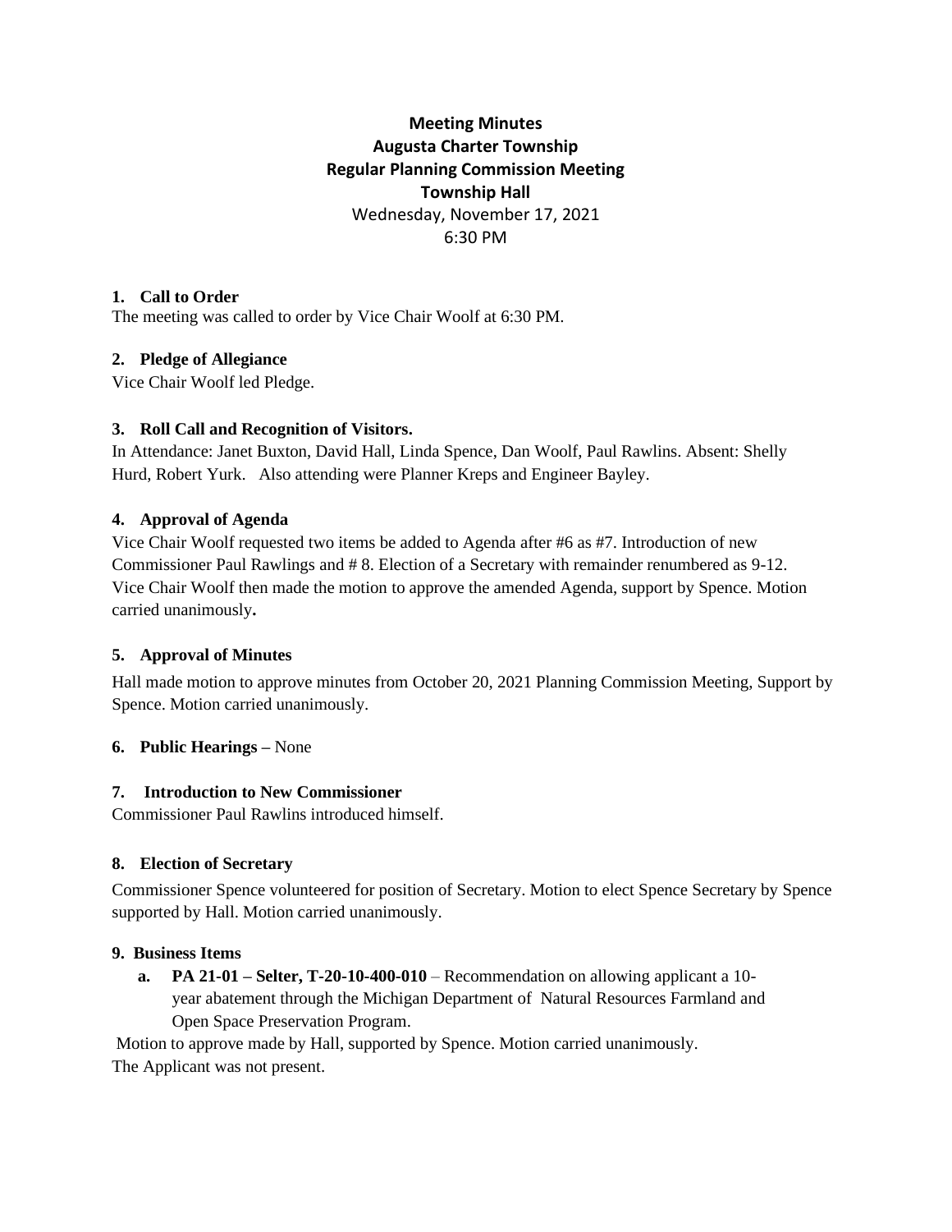**Meeting Minutes**
**Augusta Charter Township**
**Regular Planning Commission Meeting**
**Township Hall**

Wednesday, November 17, 2021
6:30 PM

**1. Call to Order**

The meeting was called to order by Vice Chair Woolf at 6:30 PM.

**2. Pledge of Allegiance**

Vice Chair Woolf led Pledge.

**3. Roll Call and Recognition of Visitors.**

In Attendance: Janet Buxton, David Hall, Linda Spence, Dan Woolf, Paul Rawlins. Absent: Shelly Hurd, Robert Yurk. Also attending were Planner Kreps and Engineer Bayley.

**4. Approval of Agenda**

Vice Chair Woolf requested two items be added to Agenda after #6 as #7. Introduction of new Commissioner Paul Rawlings and # 8. Election of a Secretary with remainder renumbered as 9-12. Vice Chair Woolf then made the motion to approve the amended Agenda, support by Spence. Motion carried unanimously**.**

**5. Approval of Minutes**

Hall made motion to approve minutes from October 20, 2021 Planning Commission Meeting, Support by Spence. Motion carried unanimously.

**6. Public Hearings –** None

**7. Introduction to New Commissioner**

Commissioner Paul Rawlins introduced himself.

**8. Election of Secretary**

Commissioner Spence volunteered for position of Secretary. Motion to elect Spence Secretary by Spence supported by Hall. Motion carried unanimously.

**9. Business Items**

a. **PA 21-01 – Selter, T-20-10-400-010** – Recommendation on allowing applicant a 10-year abatement through the Michigan Department of Natural Resources Farmland and Open Space Preservation Program.

Motion to approve made by Hall, supported by Spence. Motion carried unanimously.
The Applicant was not present.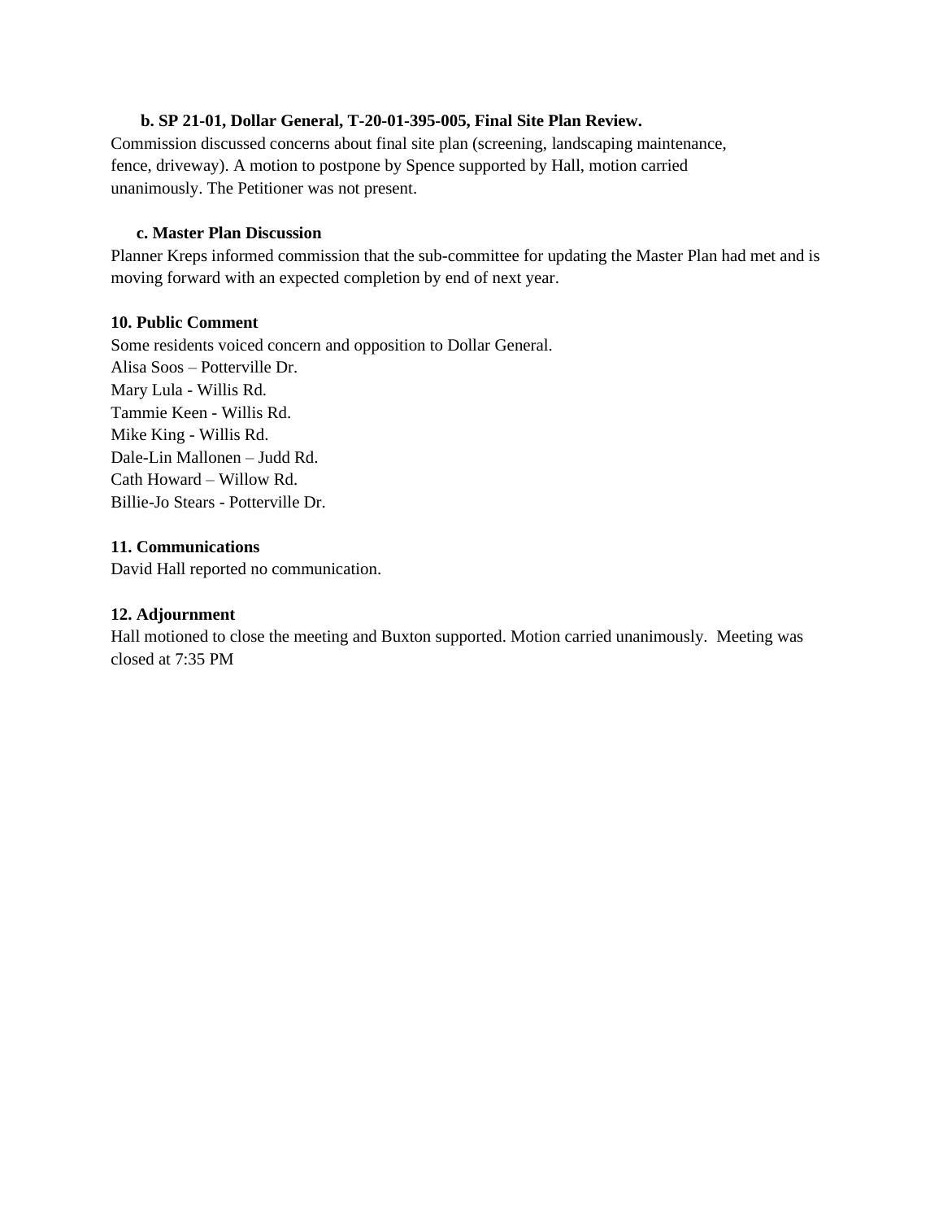**b. SP 21-01, Dollar General, T-20-01-395-005, Final Site Plan Review.**

Commission discussed concerns about final site plan (screening, landscaping maintenance, fence, driveway). A motion to postpone by Spence supported by Hall, motion carried unanimously. The Petitioner was not present.

**c. Master Plan Discussion**

Planner Kreps informed commission that the sub-committee for updating the Master Plan had met and is moving forward with an expected completion by end of next year.

**10. Public Comment**

Some residents voiced concern and opposition to Dollar General.
Alisa Soos – Potterville Dr.
Mary Lula - Willis Rd.
Tammie Keen - Willis Rd.
Mike King - Willis Rd.
Dale-Lin Mallonen – Judd Rd.
Cath Howard – Willow Rd.
Billie-Jo Stears - Potterville Dr.

**11. Communications**

David Hall reported no communication.

**12. Adjournment**

Hall motioned to close the meeting and Buxton supported. Motion carried unanimously. Meeting was closed at 7:35 PM